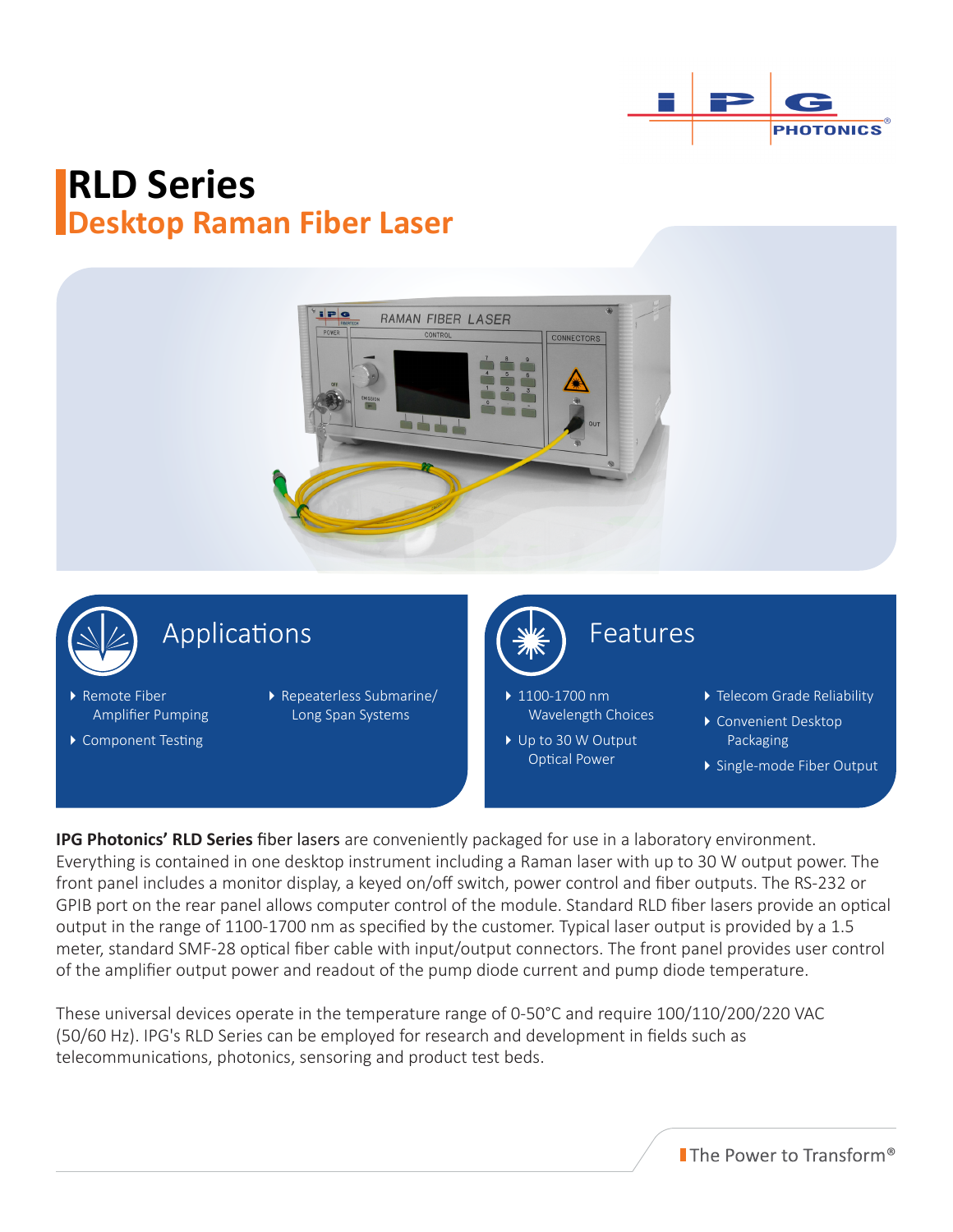# RLD Series
## Desktop Raman Fiber Laser

### Applications

- Remote Fiber Amplifier Pumping
- Component Testing
- Repeaterless Submarine/ Long Span Systems

### Features

- 1100-1700 nm Wavelength Choices
- Up to 30 W Output Optical Power
- Telecom Grade Reliability
- Convenient Desktop Packaging
- Single-mode Fiber Output

**IPG Photonics' RLD Series** fiber lasers are conveniently packaged for use in a laboratory environment. Everything is contained in one desktop instrument including a Raman laser with up to 30 W output power. The front panel includes a monitor display, a keyed on/off switch, power control and fiber outputs. The RS-232 or GPIB port on the rear panel allows computer control of the module. Standard RLD fiber lasers provide an optical output in the range of 1100-1700 nm as specified by the customer. Typical laser output is provided by a 1.5 meter, standard SMF-28 optical fiber cable with input/output connectors. The front panel provides user control of the amplifier output power and readout of the pump diode current and pump diode temperature.

These universal devices operate in the temperature range of 0-50°C and require 100/110/200/220 VAC (50/60 Hz). IPG's RLD Series can be employed for research and development in fields such as telecommunications, photonics, sensoring and product test beds.

The Power to Transform®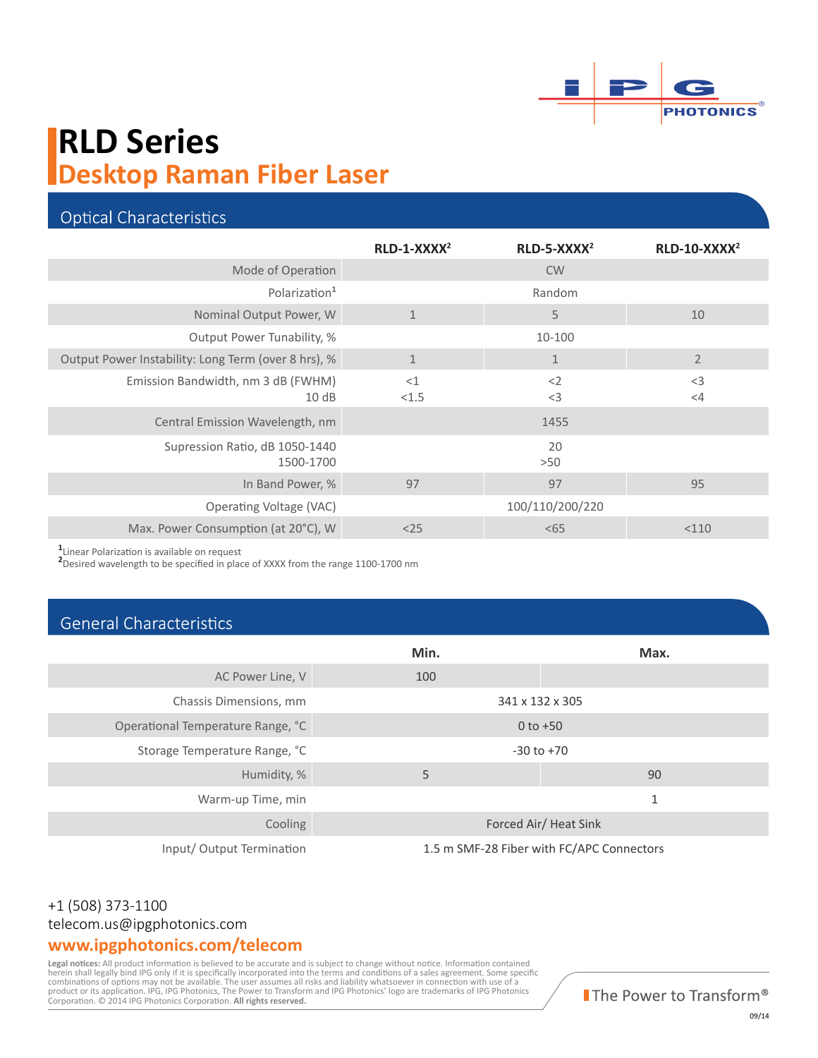# RLD Series
## Desktop Raman Fiber Laser

## Optical Characteristics

| | RLD-1-XXXX[2] | RLD-5-XXXX[2] | RLD-10-XXXX[2] |
|---|---|---|---|
| Mode of Operation | | CW | |
| Polarization[1] | | Random | |
| Nominal Output Power, W | 1 | 5 | 10 |
| Output Power Tunability, % | | 10-100 | |
| Output Power Instability: Long Term (over 8 hrs), % | 1 | 1 | 2 |
| Emission Bandwidth, nm 3 dB (FWHM)<br>10 dB | <1<br><1.5 | <2<br><3 | <3<br><4 |
| Central Emission Wavelength, nm | | 1455 | |
| Supression Ratio, dB 1050-1440<br>1500-1700 | | 20<br>>50 | |
| In Band Power, % | 97 | 97 | 95 |
| Operating Voltage (VAC) | | 100/110/200/220 | |
| Max. Power Consumption (at 20°C), W | <25 | <65 | <110 |

[1]Linear Polarization is available on request
[2]Desired wavelength to be specified in place of XXXX from the range 1100-1700 nm

## General Characteristics

| | Min. | Max. |
|---|---|---|
| AC Power Line, V | 100 | |
| Chassis Dimensions, mm | 341 x 132 x 305 | |
| Operational Temperature Range, °C | 0 to +50 | |
| Storage Temperature Range, °C | -30 to +70 | |
| Humidity, % | 5 | 90 |
| Warm-up Time, min | | 1 |
| Cooling | Forced Air/ Heat Sink | |
| Input/ Output Termination | 1.5 m SMF-28 Fiber with FC/APC Connectors | |

+1 (508) 373-1100
telecom.us@ipgphotonics.com
**www.ipgphotonics.com/telecom**

**Legal notices:** All product information is believed to be accurate and is subject to change without notice. Information contained herein shall legally bind IPG only if it is specifically incorporated into the terms and conditions of a sales agreement. Some specific combinations of options may not be available. The user assumes all risks and liability whatsoever in connection with use of a product or its application. IPG, IPG Photonics, The Power to Transform and IPG Photonics' logo are trademarks of IPG Photonics Corporation. © 2014 IPG Photonics Corporation. **All rights reserved.**

The Power to Transform®

09/14